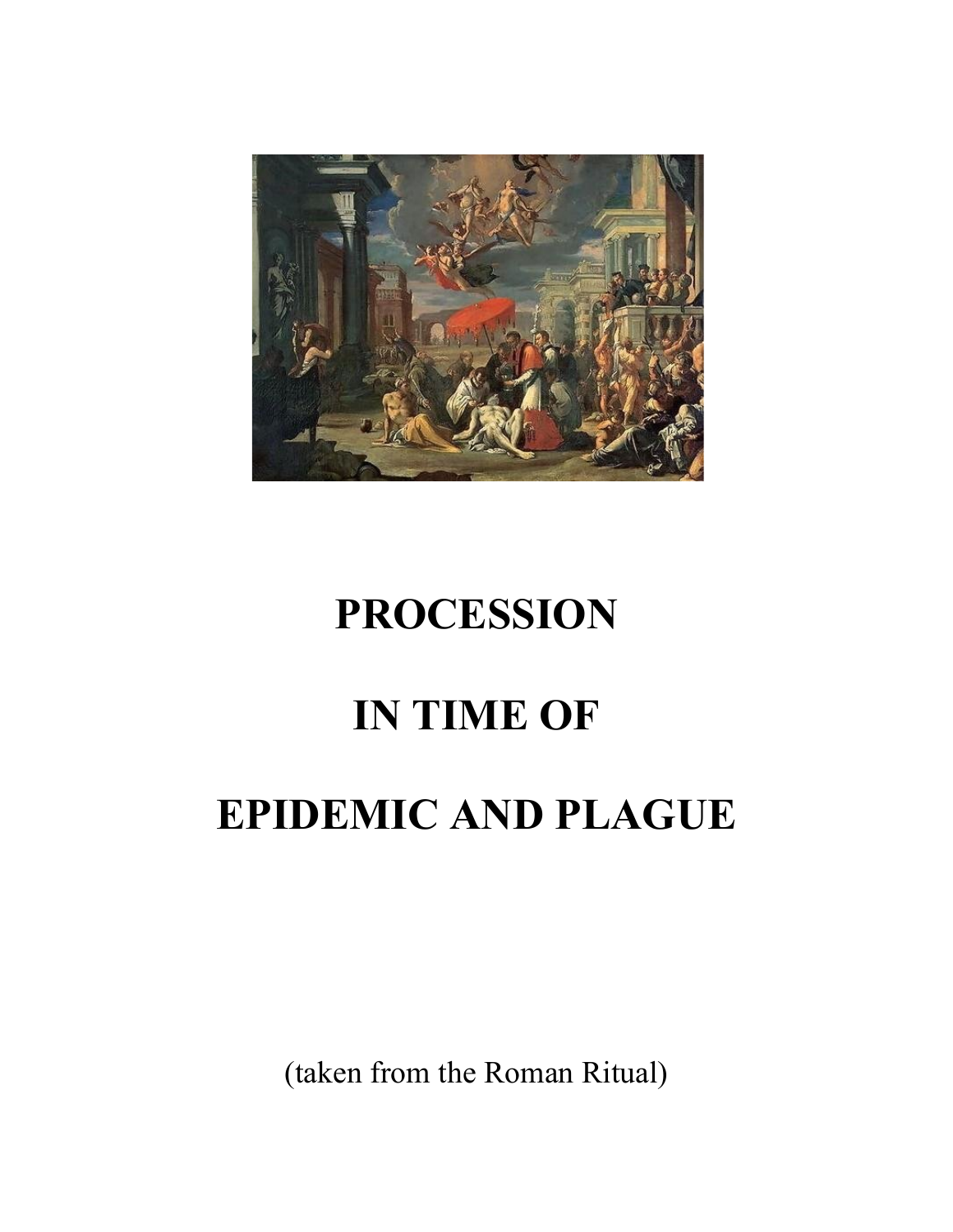# PROCESSION

# IN TIME OF

# EPIDEMIC AND PLAGUE

(taken from the Roman Ritual)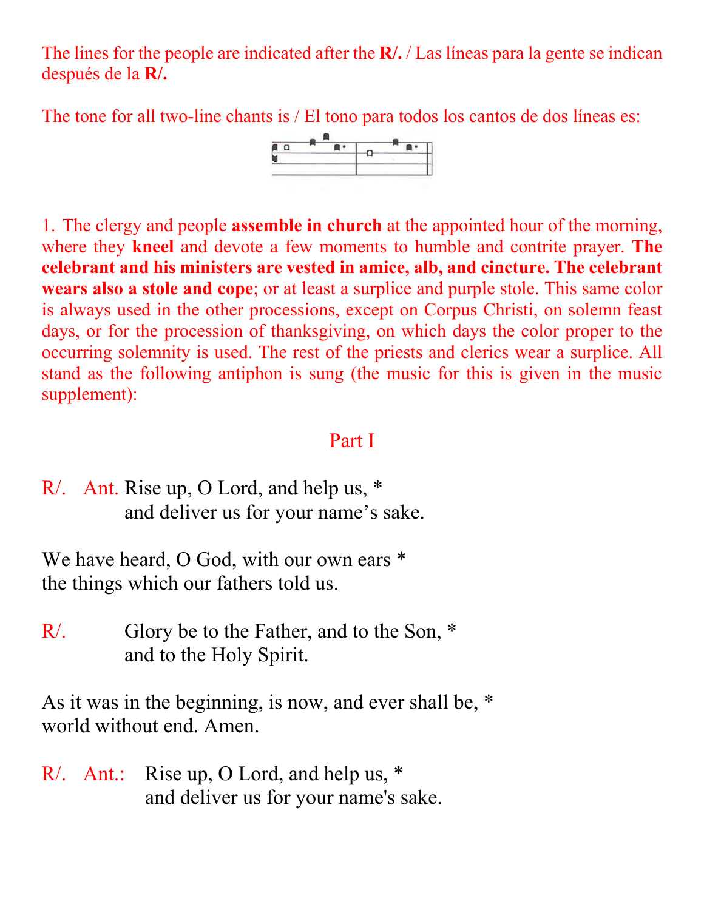The lines for the people are indicated after the **R/.** / Las líneas para la gente se indican después de la **R/.**

The tone for all two-line chants is / El tono para todos los cantos de dos líneas es:

1. The clergy and people **assemble in church** at the appointed hour of the morning, where they **kneel** and devote a few moments to humble and contrite prayer. **The celebrant and his ministers are vested in amice, alb, and cincture. The celebrant wears also a stole and cope**; or at least a surplice and purple stole. This same color is always used in the other processions, except on Corpus Christi, on solemn feast days, or for the procession of thanksgiving, on which days the color proper to the occurring solemnity is used. The rest of the priests and clerics wear a surplice. All stand as the following antiphon is sung (the music for this is given in the music supplement):

## Part I

R/. Ant. Rise up, O Lord, and help us, *
and deliver us for your name's sake.

We have heard, O God, with our own ears *
the things which our fathers told us.

R/. Glory be to the Father, and to the Son, *
and to the Holy Spirit.

As it was in the beginning, is now, and ever shall be, *
world without end. Amen.

R/. Ant.: Rise up, O Lord, and help us, *
and deliver us for your name's sake.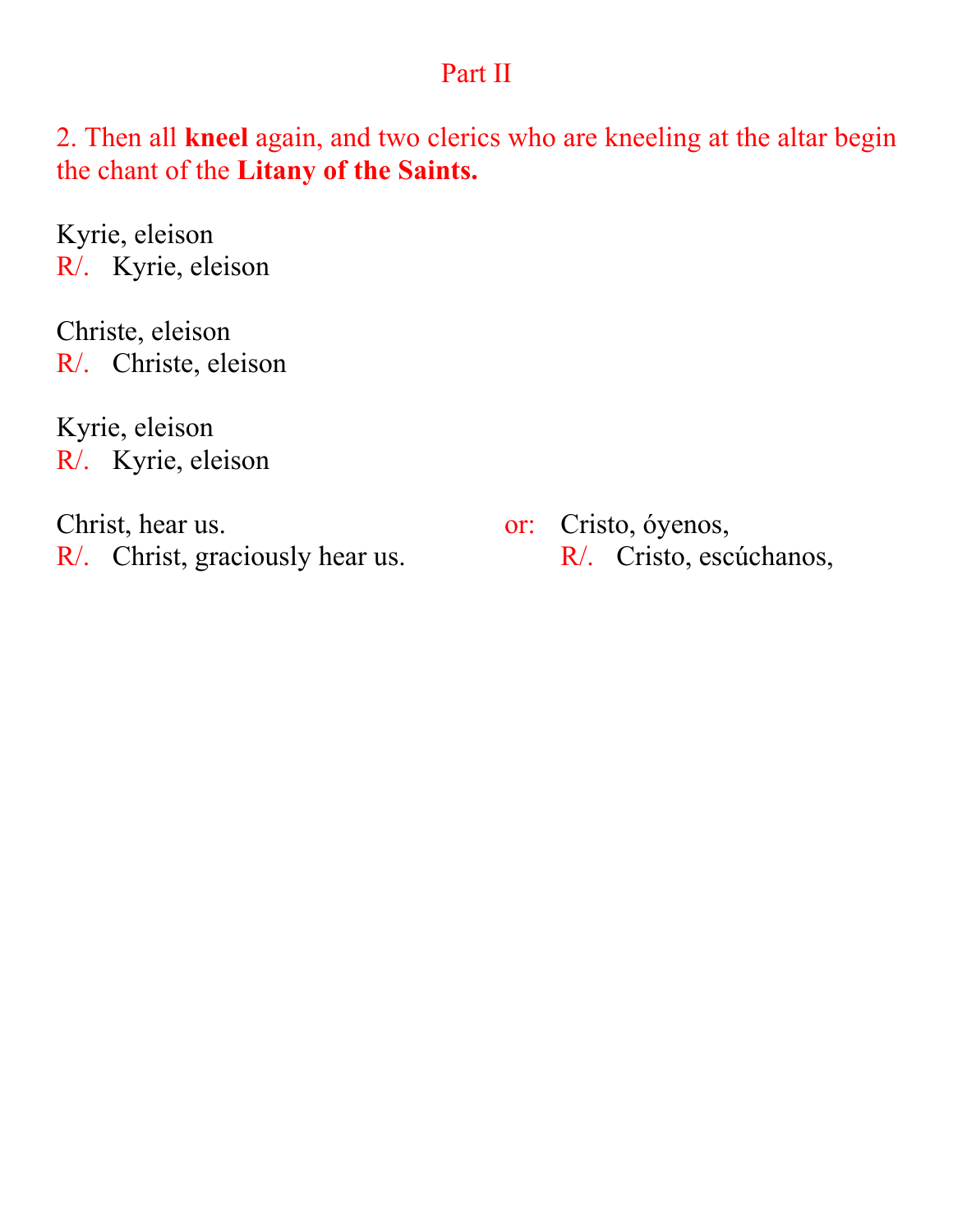## Part II

2. Then all **kneel** again, and two clerics who are kneeling at the altar begin the chant of the **Litany of the Saints.**

Kyrie, eleison
R/. Kyrie, eleison

Christe, eleison
R/. Christe, eleison

Kyrie, eleison
R/. Kyrie, eleison

Christ, hear us.
R/. Christ, graciously hear us.

or: Cristo, óyenos,
R/. Cristo, escúchanos,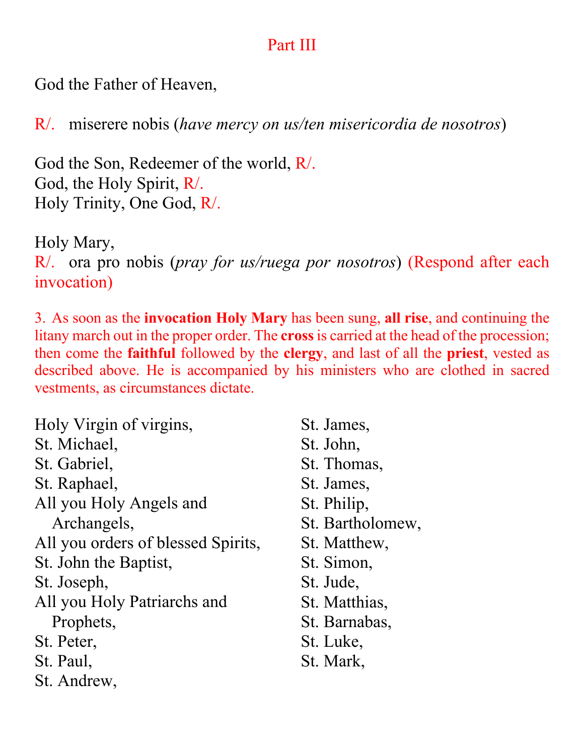## Part III

God the Father of Heaven,

R/. miserere nobis (*have mercy on us/ten misericordia de nosotros*)

God the Son, Redeemer of the world, R/.
God, the Holy Spirit, R/.
Holy Trinity, One God, R/.

Holy Mary,
R/. ora pro nobis (*pray for us/ruega por nosotros*) (Respond after each invocation)

3. As soon as the **invocation Holy Mary** has been sung, **all rise**, and continuing the litany march out in the proper order. The **cross** is carried at the head of the procession; then come the **faithful** followed by the **clergy**, and last of all the **priest**, vested as described above. He is accompanied by his ministers who are clothed in sacred vestments, as circumstances dictate.

Holy Virgin of virgins,
St. Michael,
St. Gabriel,
St. Raphael,
All you Holy Angels and Archangels,
All you orders of blessed Spirits,
St. John the Baptist,
St. Joseph,
All you Holy Patriarchs and Prophets,
St. Peter,
St. Paul,
St. Andrew,
St. James,
St. John,
St. Thomas,
St. James,
St. Philip,
St. Bartholomew,
St. Matthew,
St. Simon,
St. Jude,
St. Matthias,
St. Barnabas,
St. Luke,
St. Mark,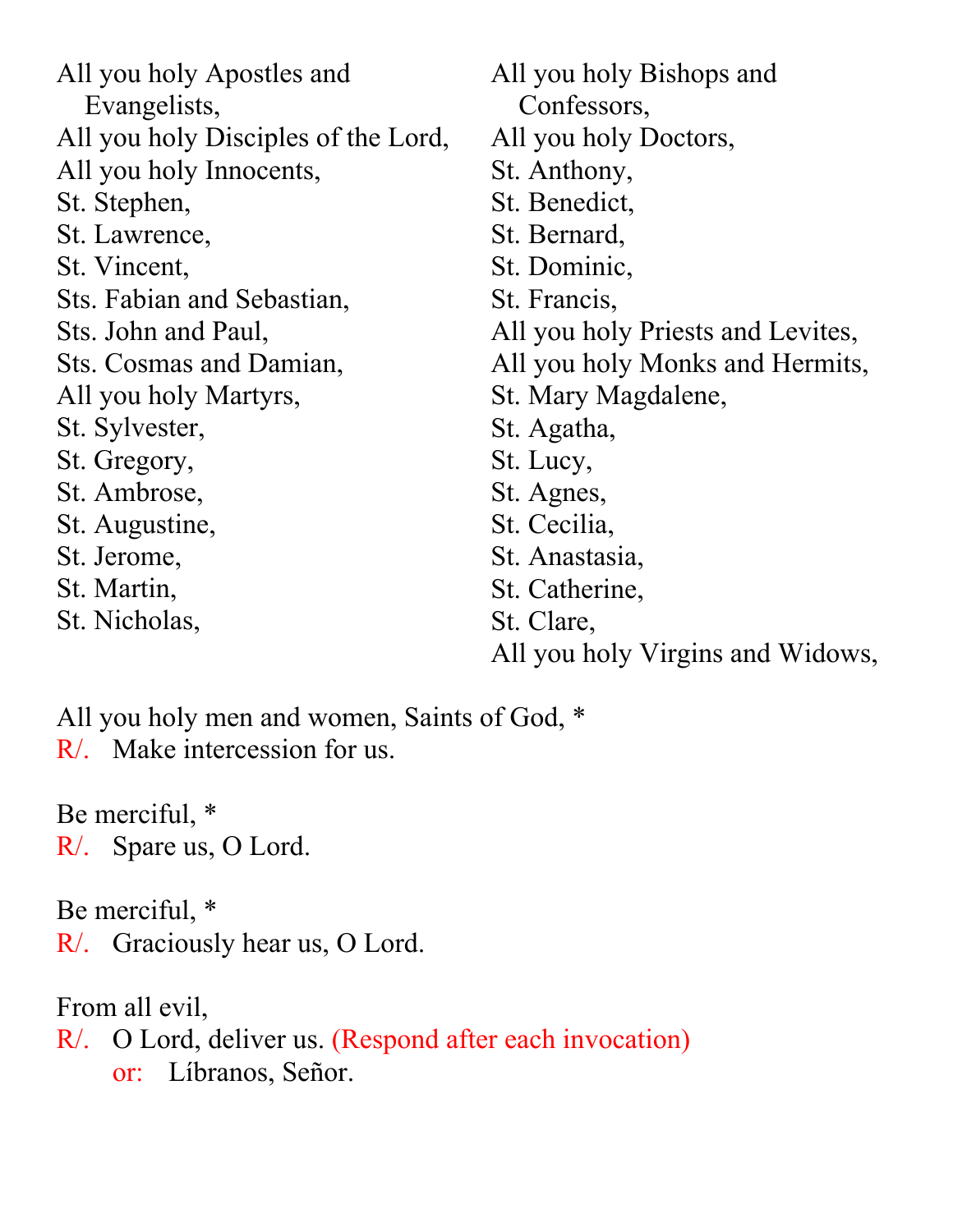All you holy Apostles and Evangelists,
All you holy Disciples of the Lord,
All you holy Innocents,
St. Stephen,
St. Lawrence,
St. Vincent,
Sts. Fabian and Sebastian,
Sts. John and Paul,
Sts. Cosmas and Damian,
All you holy Martyrs,
St. Sylvester,
St. Gregory,
St. Ambrose,
St. Augustine,
St. Jerome,
St. Martin,
St. Nicholas,
All you holy Bishops and Confessors,
All you holy Doctors,
St. Anthony,
St. Benedict,
St. Bernard,
St. Dominic,
St. Francis,
All you holy Priests and Levites,
All you holy Monks and Hermits,
St. Mary Magdalene,
St. Agatha,
St. Lucy,
St. Agnes,
St. Cecilia,
St. Anastasia,
St. Catherine,
St. Clare,
All you holy Virgins and Widows,

All you holy men and women, Saints of God, *
R/. Make intercession for us.

Be merciful, *
R/. Spare us, O Lord.

Be merciful, *
R/. Graciously hear us, O Lord.

From all evil,
R/. O Lord, deliver us. (Respond after each invocation)
or: Líbranos, Señor.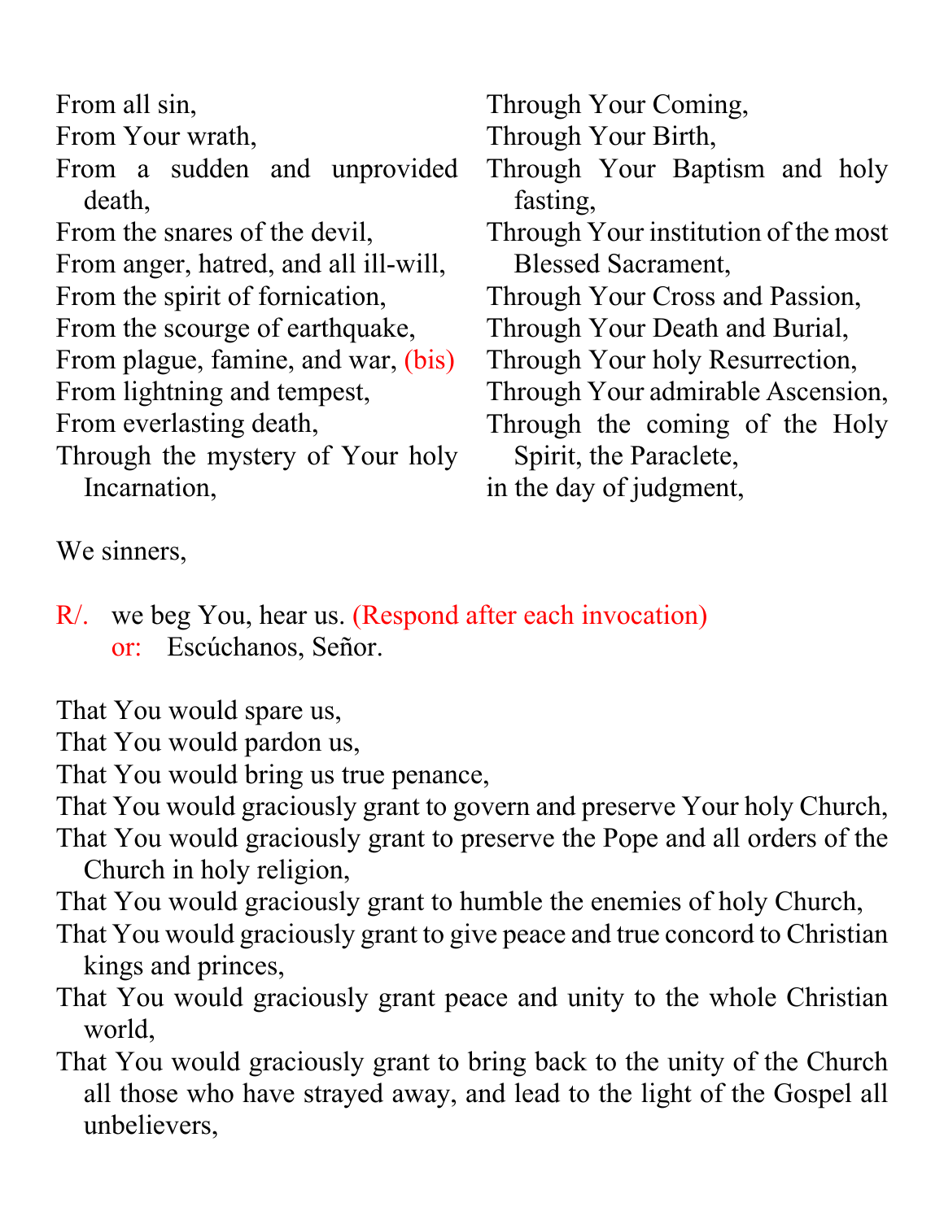From all sin,
From Your wrath,
From a sudden and unprovided death,
From the snares of the devil,
From anger, hatred, and all ill-will,
From the spirit of fornication,
From the scourge of earthquake,
From plague, famine, and war, (bis)
From lightning and tempest,
From everlasting death,
Through the mystery of Your holy Incarnation,
Through Your Coming,
Through Your Birth,
Through Your Baptism and holy fasting,
Through Your institution of the most Blessed Sacrament,
Through Your Cross and Passion,
Through Your Death and Burial,
Through Your holy Resurrection,
Through Your admirable Ascension,
Through the coming of the Holy Spirit, the Paraclete,
in the day of judgment,

We sinners,

R/. we beg You, hear us. (Respond after each invocation)
or: Escúchanos, Señor.

That You would spare us,
That You would pardon us,
That You would bring us true penance,
That You would graciously grant to govern and preserve Your holy Church,
That You would graciously grant to preserve the Pope and all orders of the Church in holy religion,
That You would graciously grant to humble the enemies of holy Church,
That You would graciously grant to give peace and true concord to Christian kings and princes,
That You would graciously grant peace and unity to the whole Christian world,
That You would graciously grant to bring back to the unity of the Church all those who have strayed away, and lead to the light of the Gospel all unbelievers,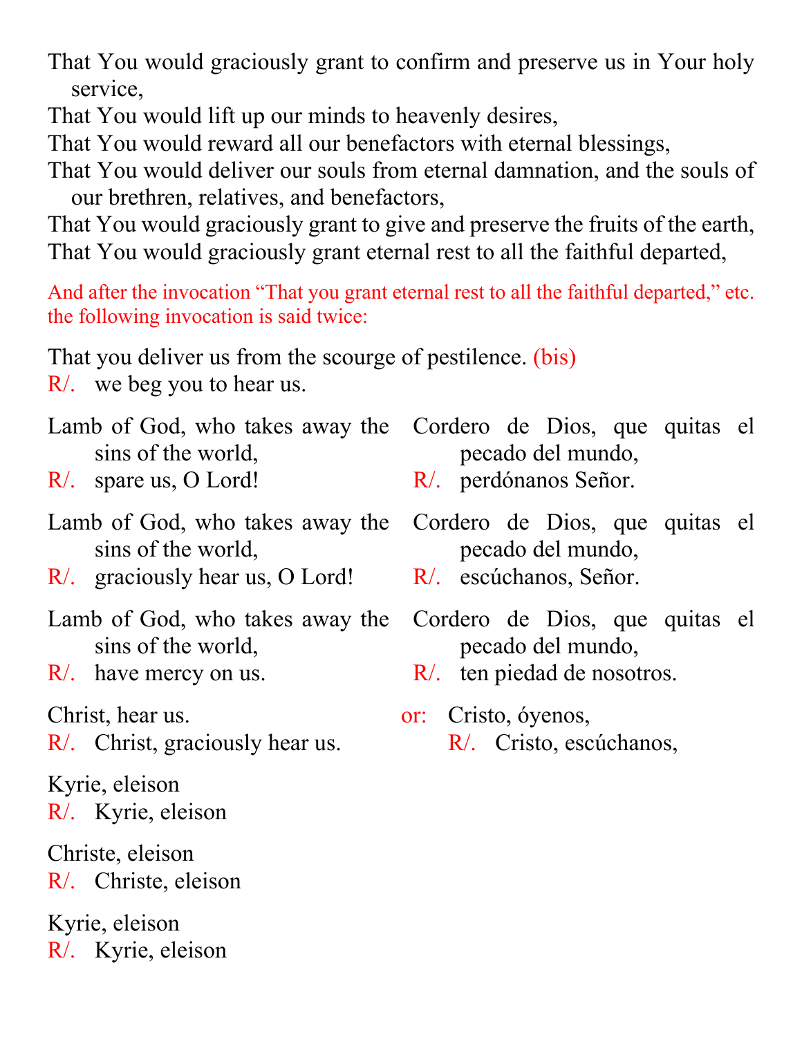That You would graciously grant to confirm and preserve us in Your holy service,
That You would lift up our minds to heavenly desires,
That You would reward all our benefactors with eternal blessings,
That You would deliver our souls from eternal damnation, and the souls of our brethren, relatives, and benefactors,
That You would graciously grant to give and preserve the fruits of the earth,
That You would graciously grant eternal rest to all the faithful departed,

*And after the invocation "That you grant eternal rest to all the faithful departed," etc. the following invocation is said twice:*

That you deliver us from the scourge of pestilence. *(bis)*
R/. we beg you to hear us.

Lamb of God, who takes away the sins of the world,
R/. spare us, O Lord!

Lamb of God, who takes away the sins of the world,
R/. graciously hear us, O Lord!

Lamb of God, who takes away the sins of the world,
R/. have mercy on us.

Cordero de Dios, que quitas el pecado del mundo,
R/. perdónanos Señor.

Cordero de Dios, que quitas el pecado del mundo,
R/. escúchanos, Señor.

Cordero de Dios, que quitas el pecado del mundo,
R/. ten piedad de nosotros.

Christ, hear us.
R/. Christ, graciously hear us.

*or:* Cristo, óyenos,
R/. Cristo, escúchanos,

Kyrie, eleison
R/. Kyrie, eleison

Christe, eleison
R/. Christe, eleison

Kyrie, eleison
R/. Kyrie, eleison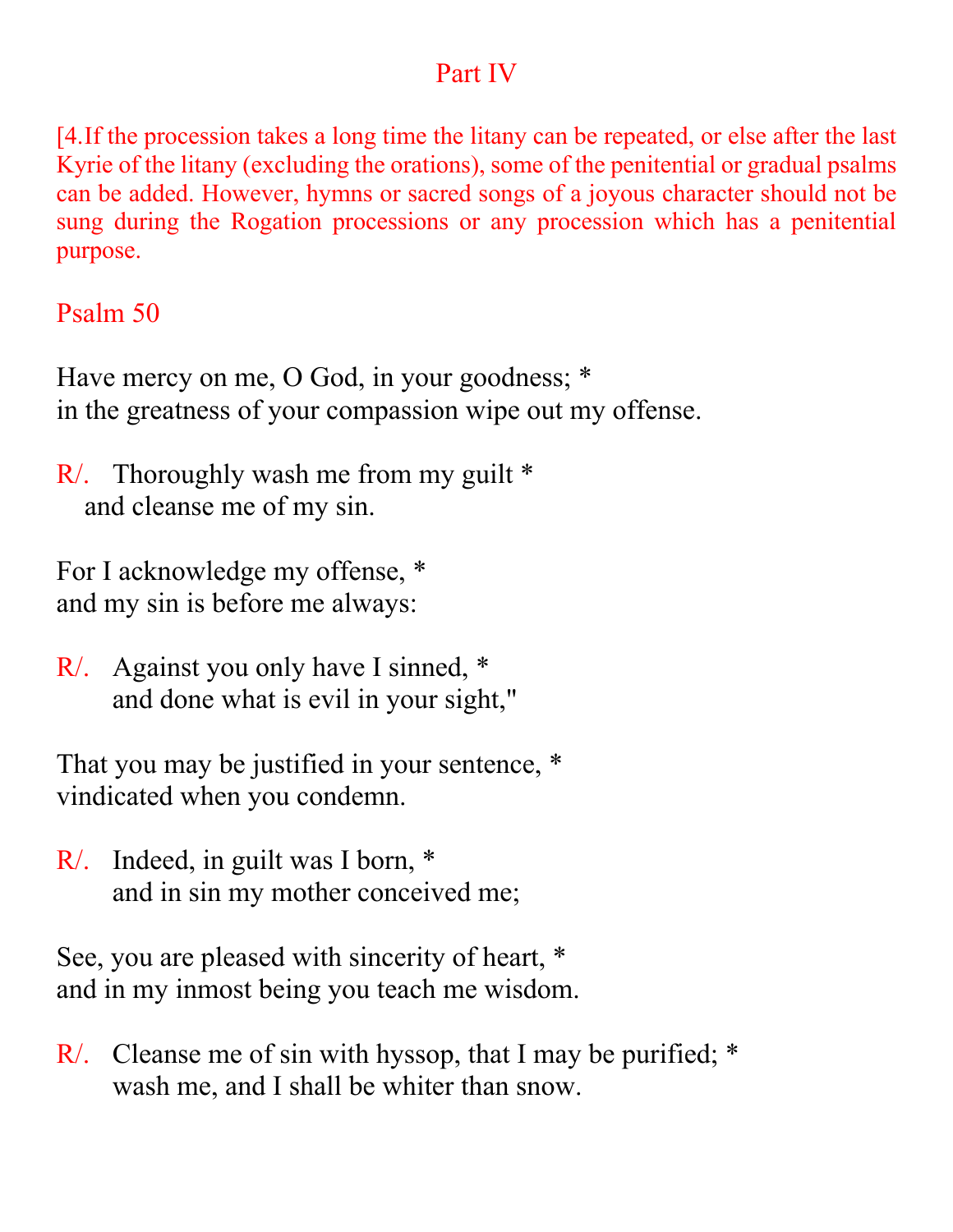## Part IV

[4.If the procession takes a long time the litany can be repeated, or else after the last Kyrie of the litany (excluding the orations), some of the penitential or gradual psalms can be added. However, hymns or sacred songs of a joyous character should not be sung during the Rogation processions or any procession which has a penitential purpose.

### Psalm 50

Have mercy on me, O God, in your goodness; *
in the greatness of your compassion wipe out my offense.

R/. Thoroughly wash me from my guilt *
and cleanse me of my sin.

For I acknowledge my offense, *
and my sin is before me always:

R/. Against you only have I sinned, *
and done what is evil in your sight,"

That you may be justified in your sentence, *
vindicated when you condemn.

R/. Indeed, in guilt was I born, *
and in sin my mother conceived me;

See, you are pleased with sincerity of heart, *
and in my inmost being you teach me wisdom.

R/. Cleanse me of sin with hyssop, that I may be purified; *
wash me, and I shall be whiter than snow.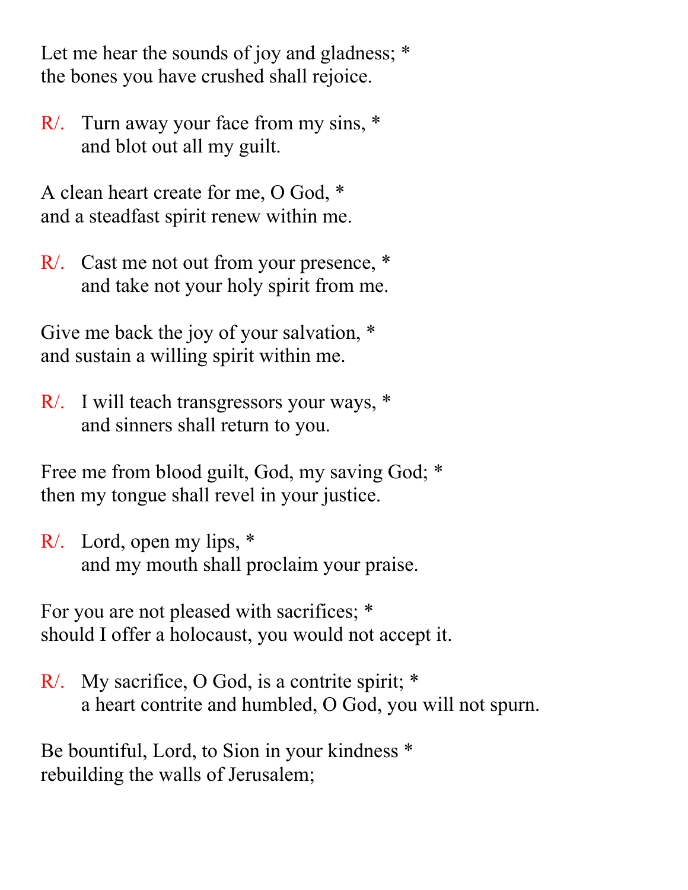Let me hear the sounds of joy and gladness; *
the bones you have crushed shall rejoice.

R/. Turn away your face from my sins, *
and blot out all my guilt.

A clean heart create for me, O God, *
and a steadfast spirit renew within me.

R/. Cast me not out from your presence, *
and take not your holy spirit from me.

Give me back the joy of your salvation, *
and sustain a willing spirit within me.

R/. I will teach transgressors your ways, *
and sinners shall return to you.

Free me from blood guilt, God, my saving God; *
then my tongue shall revel in your justice.

R/. Lord, open my lips, *
and my mouth shall proclaim your praise.

For you are not pleased with sacrifices; *
should I offer a holocaust, you would not accept it.

R/. My sacrifice, O God, is a contrite spirit; *
a heart contrite and humbled, O God, you will not spurn.

Be bountiful, Lord, to Sion in your kindness *
rebuilding the walls of Jerusalem;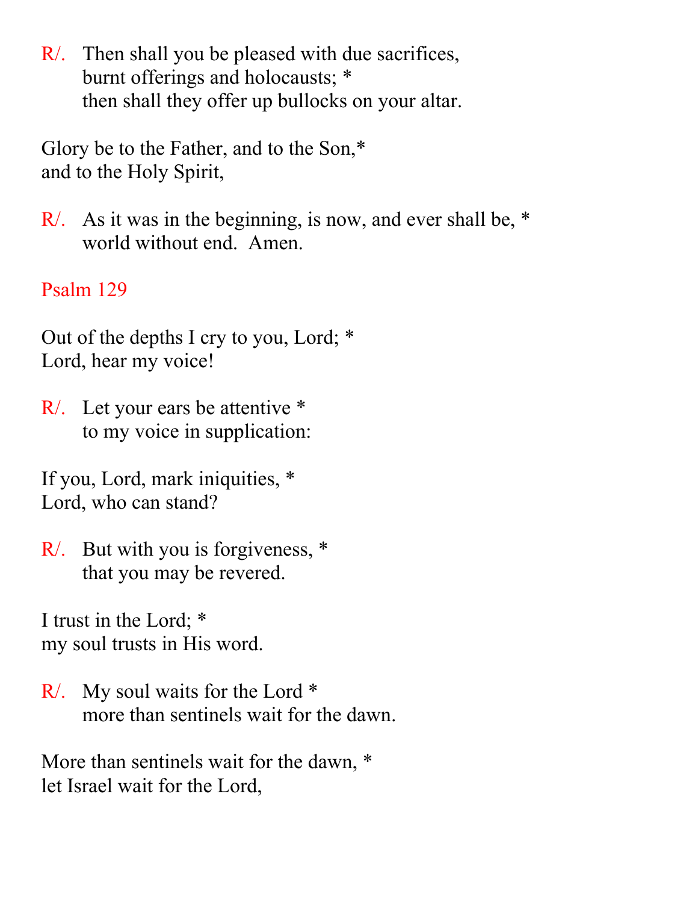R/. Then shall you be pleased with due sacrifices,
burnt offerings and holocausts; *
then shall they offer up bullocks on your altar.

Glory be to the Father, and to the Son,*
and to the Holy Spirit,

R/. As it was in the beginning, is now, and ever shall be, *
world without end. Amen.

## Psalm 129

Out of the depths I cry to you, Lord; *
Lord, hear my voice!

R/. Let your ears be attentive *
to my voice in supplication:

If you, Lord, mark iniquities, *
Lord, who can stand?

R/. But with you is forgiveness, *
that you may be revered.

I trust in the Lord; *
my soul trusts in His word.

R/. My soul waits for the Lord *
more than sentinels wait for the dawn.

More than sentinels wait for the dawn, *
let Israel wait for the Lord,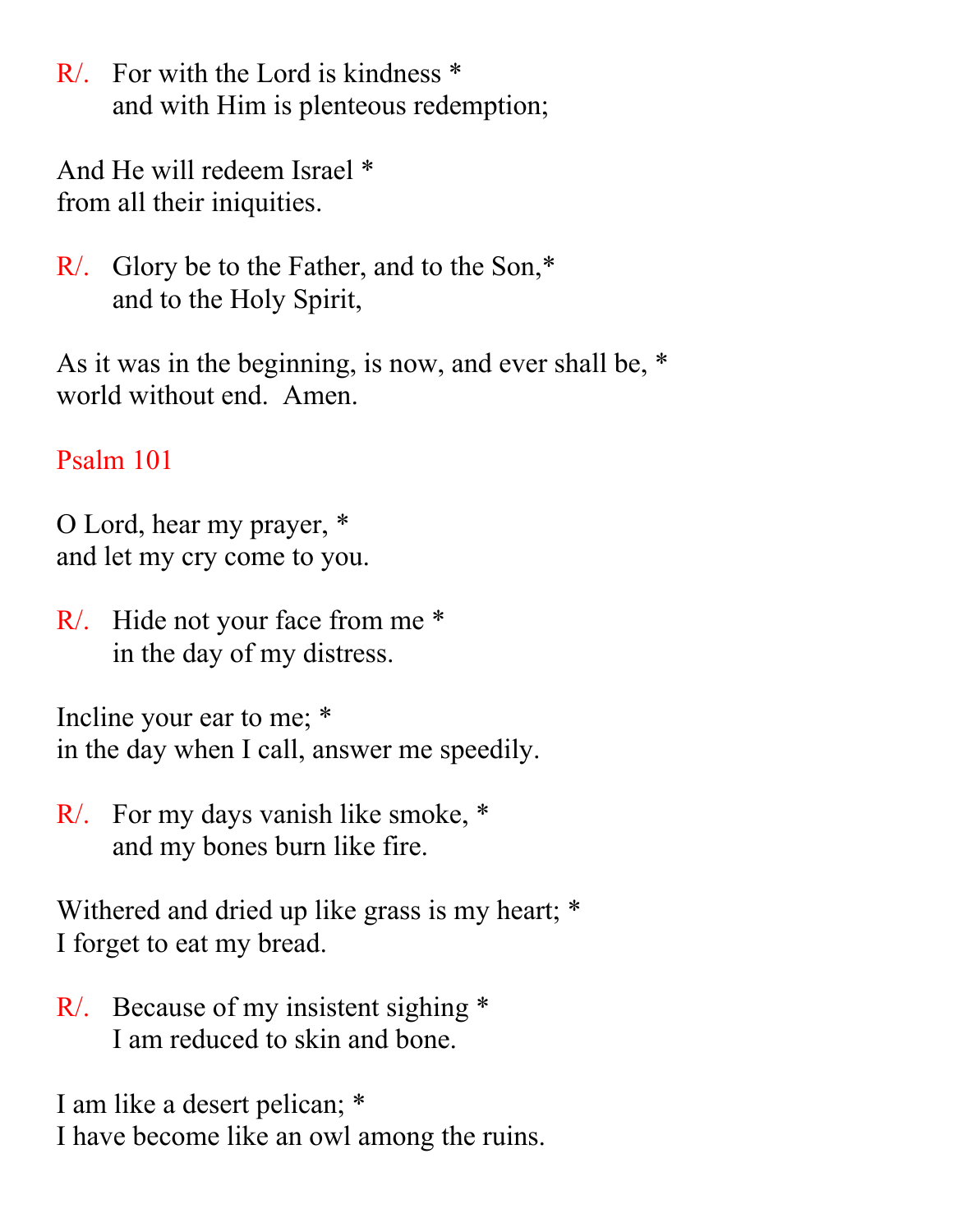R/. For with the Lord is kindness *
and with Him is plenteous redemption;

And He will redeem Israel *
from all their iniquities.

R/. Glory be to the Father, and to the Son,*
and to the Holy Spirit,

As it was in the beginning, is now, and ever shall be, *
world without end. Amen.

## Psalm 101

O Lord, hear my prayer, *
and let my cry come to you.

R/. Hide not your face from me *
in the day of my distress.

Incline your ear to me; *
in the day when I call, answer me speedily.

R/. For my days vanish like smoke, *
and my bones burn like fire.

Withered and dried up like grass is my heart; *
I forget to eat my bread.

R/. Because of my insistent sighing *
I am reduced to skin and bone.

I am like a desert pelican; *
I have become like an owl among the ruins.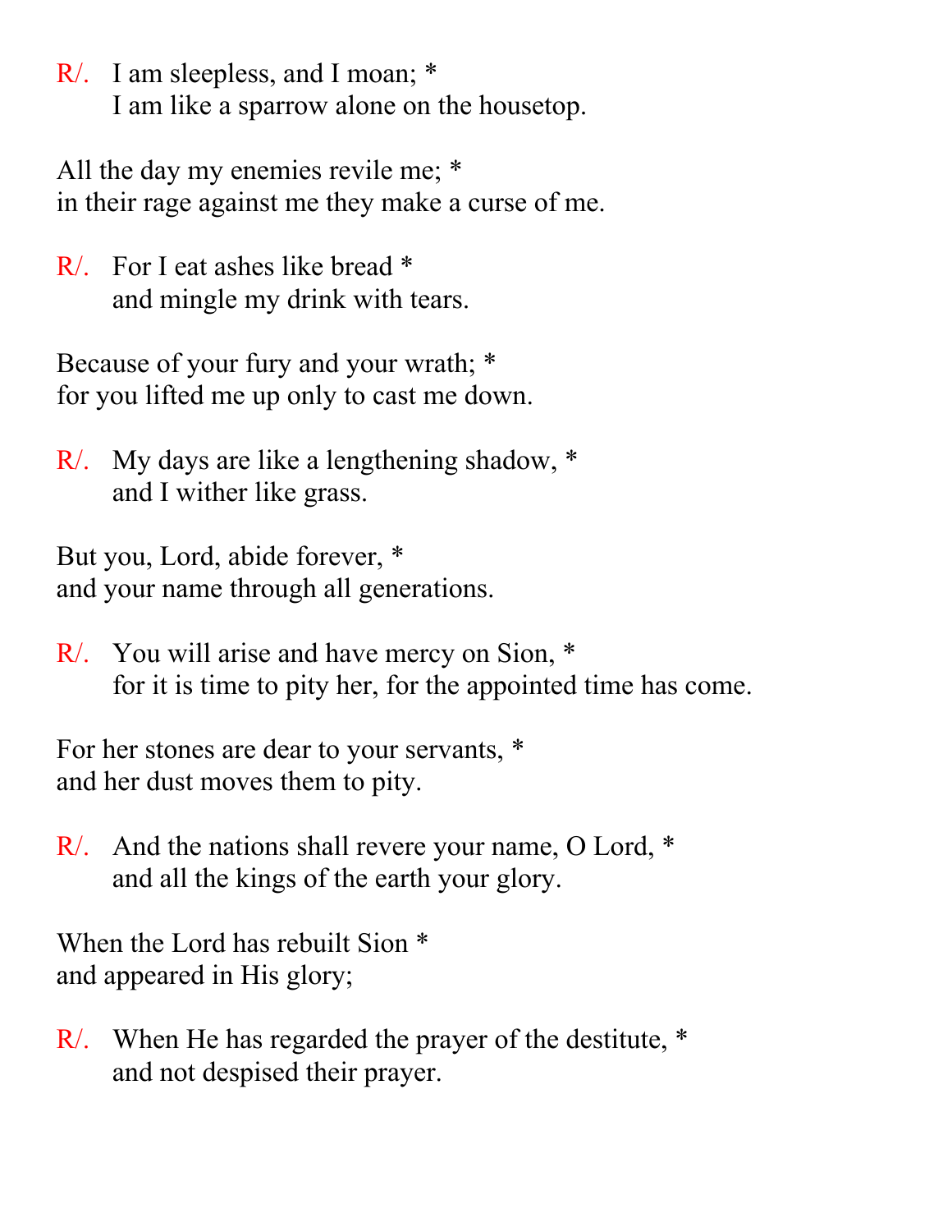R/. I am sleepless, and I moan; *
I am like a sparrow alone on the housetop.

All the day my enemies revile me; *
in their rage against me they make a curse of me.

R/. For I eat ashes like bread *
and mingle my drink with tears.

Because of your fury and your wrath; *
for you lifted me up only to cast me down.

R/. My days are like a lengthening shadow, *
and I wither like grass.

But you, Lord, abide forever, *
and your name through all generations.

R/. You will arise and have mercy on Sion, *
for it is time to pity her, for the appointed time has come.

For her stones are dear to your servants, *
and her dust moves them to pity.

R/. And the nations shall revere your name, O Lord, *
and all the kings of the earth your glory.

When the Lord has rebuilt Sion *
and appeared in His glory;

R/. When He has regarded the prayer of the destitute, *
and not despised their prayer.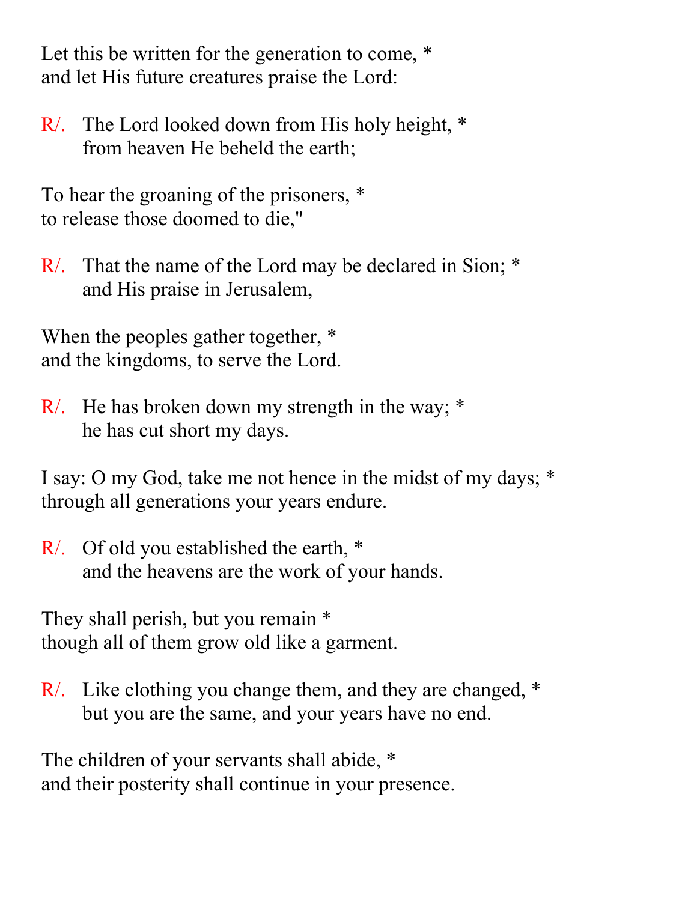Let this be written for the generation to come, *
and let His future creatures praise the Lord:

R/. The Lord looked down from His holy height, *
from heaven He beheld the earth;

To hear the groaning of the prisoners, *
to release those doomed to die,"

R/. That the name of the Lord may be declared in Sion; *
and His praise in Jerusalem,

When the peoples gather together, *
and the kingdoms, to serve the Lord.

R/. He has broken down my strength in the way; *
he has cut short my days.

I say: O my God, take me not hence in the midst of my days; *
through all generations your years endure.

R/. Of old you established the earth, *
and the heavens are the work of your hands.

They shall perish, but you remain *
though all of them grow old like a garment.

R/. Like clothing you change them, and they are changed, *
but you are the same, and your years have no end.

The children of your servants shall abide, *
and their posterity shall continue in your presence.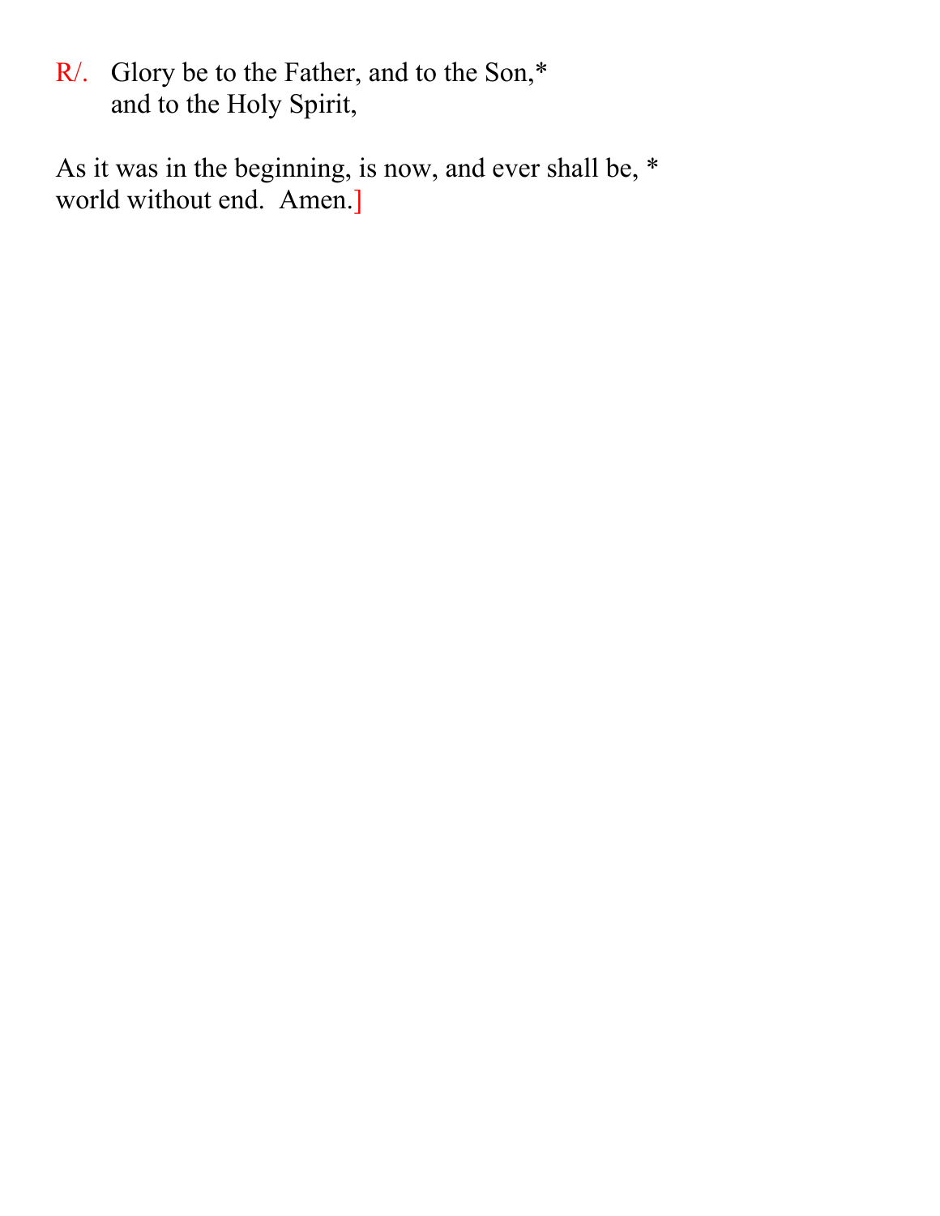R/. Glory be to the Father, and to the Son,*
and to the Holy Spirit,

As it was in the beginning, is now, and ever shall be, *
world without end. Amen.]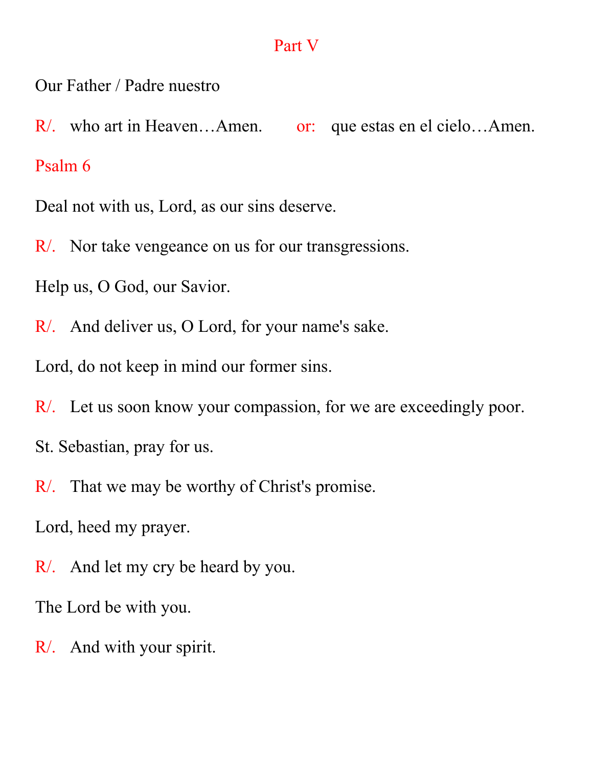# Part V

Our Father / Padre nuestro

R/. who art in Heaven…Amen. or: que estas en el cielo…Amen.

## Psalm 6

Deal not with us, Lord, as our sins deserve.

R/. Nor take vengeance on us for our transgressions.

Help us, O God, our Savior.

R/. And deliver us, O Lord, for your name's sake.

Lord, do not keep in mind our former sins.

R/. Let us soon know your compassion, for we are exceedingly poor.

St. Sebastian, pray for us.

R/. That we may be worthy of Christ's promise.

Lord, heed my prayer.

R/. And let my cry be heard by you.

The Lord be with you.

R/. And with your spirit.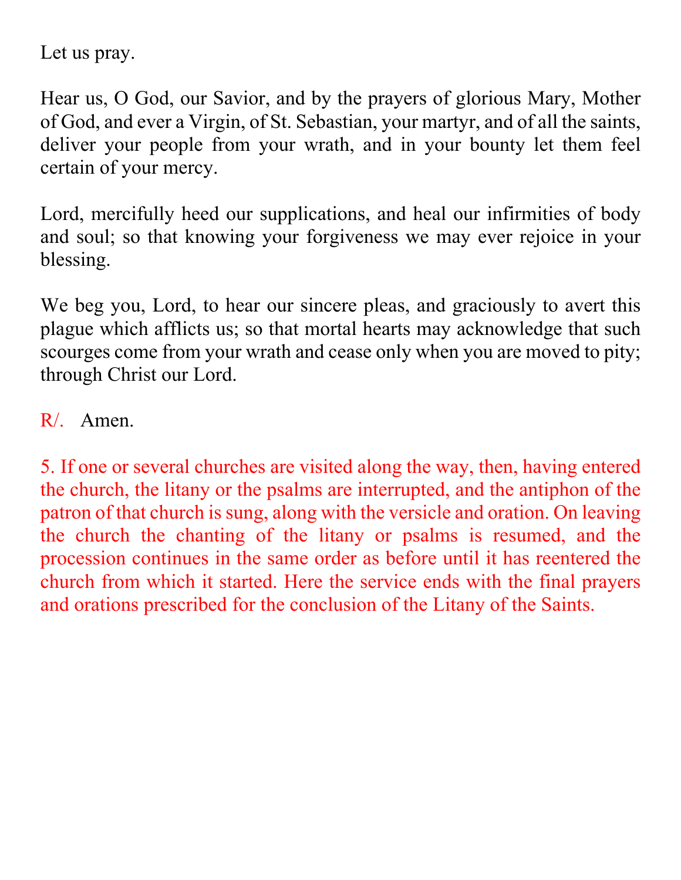Let us pray.

Hear us, O God, our Savior, and by the prayers of glorious Mary, Mother of God, and ever a Virgin, of St. Sebastian, your martyr, and of all the saints, deliver your people from your wrath, and in your bounty let them feel certain of your mercy.

Lord, mercifully heed our supplications, and heal our infirmities of body and soul; so that knowing your forgiveness we may ever rejoice in your blessing.

We beg you, Lord, to hear our sincere pleas, and graciously to avert this plague which afflicts us; so that mortal hearts may acknowledge that such scourges come from your wrath and cease only when you are moved to pity; through Christ our Lord.

R/. Amen.

5. If one or several churches are visited along the way, then, having entered the church, the litany or the psalms are interrupted, and the antiphon of the patron of that church is sung, along with the versicle and oration. On leaving the church the chanting of the litany or psalms is resumed, and the procession continues in the same order as before until it has reentered the church from which it started. Here the service ends with the final prayers and orations prescribed for the conclusion of the Litany of the Saints.